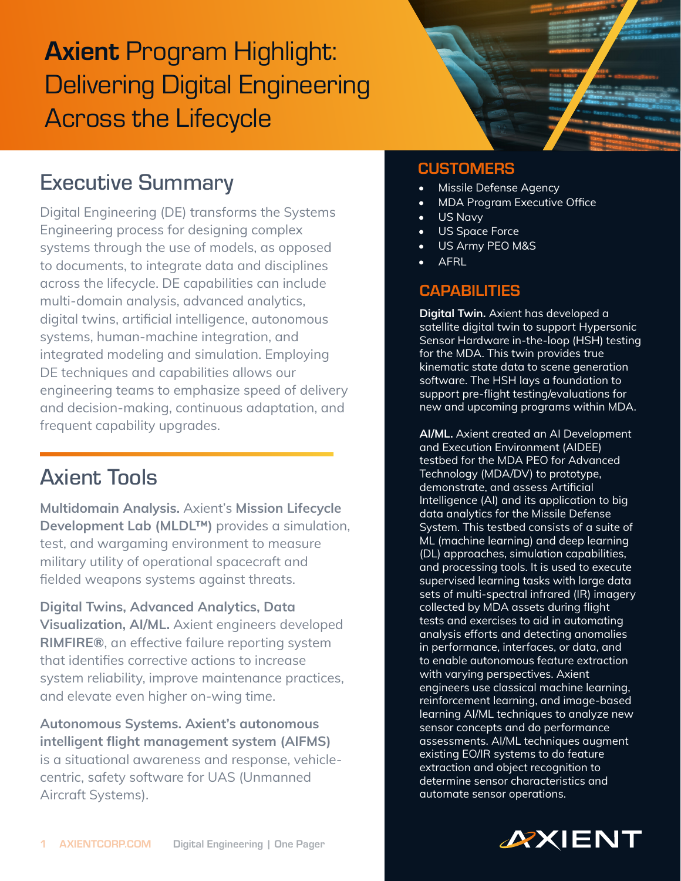# **Axient** Program Highlight: Delivering Digital Engineering Across the Lifecycle

## Executive Summary

Digital Engineering (DE) transforms the Systems Engineering process for designing complex systems through the use of models, as opposed to documents, to integrate data and disciplines across the lifecycle. DE capabilities can include multi-domain analysis, advanced analytics, digital twins, artificial intelligence, autonomous systems, human-machine integration, and integrated modeling and simulation. Employing DE techniques and capabilities allows our engineering teams to emphasize speed of delivery and decision-making, continuous adaptation, and frequent capability upgrades.

## Axient Tools

**Multidomain Analysis.** Axient's **Mission Lifecycle Development Lab (MLDL™)** provides a simulation, test, and wargaming environment to measure military utility of operational spacecraft and fielded weapons systems against threats.

**Digital Twins, Advanced Analytics, Data Visualization, AI/ML.** Axient engineers developed **RIMFIRE®**, an effective failure reporting system that identifies corrective actions to increase system reliability, improve maintenance practices, and elevate even higher on-wing time.

**Autonomous Systems. Axient's autonomous intelligent flight management system (AIFMS)** is a situational awareness and response, vehicle-centric, safety software for UAS (Unmanned Aircraft Systems).

## CUSTOMERS

- Missile Defense Agency
- MDA Program Executive Office
- US Navy
- US Space Force
- US Army PEO M&S
- AFRL

## CAPABILITIES

**Digital Twin.** Axient has developed a satellite digital twin to support Hypersonic Sensor Hardware in-the-loop (HSH) testing for the MDA. This twin provides true kinematic state data to scene generation software. The HSH lays a foundation to support pre-flight testing/evaluations for new and upcoming programs within MDA.

**AI/ML.** Axient created an AI Development and Execution Environment (AIDEE) testbed for the MDA PEO for Advanced Technology (MDA/DV) to prototype, demonstrate, and assess Artificial Intelligence (AI) and its application to big data analytics for the Missile Defense System. This testbed consists of a suite of ML (machine learning) and deep learning (DL) approaches, simulation capabilities, and processing tools. It is used to execute supervised learning tasks with large data sets of multi-spectral infrared (IR) imagery collected by MDA assets during flight tests and exercises to aid in automating analysis efforts and detecting anomalies in performance, interfaces, or data, and to enable autonomous feature extraction with varying perspectives. Axient engineers use classical machine learning, reinforcement learning, and image-based learning AI/ML techniques to analyze new sensor concepts and do performance assessments. AI/ML techniques augment existing EO/IR systems to do feature extraction and object recognition to determine sensor characteristics and automate sensor operations.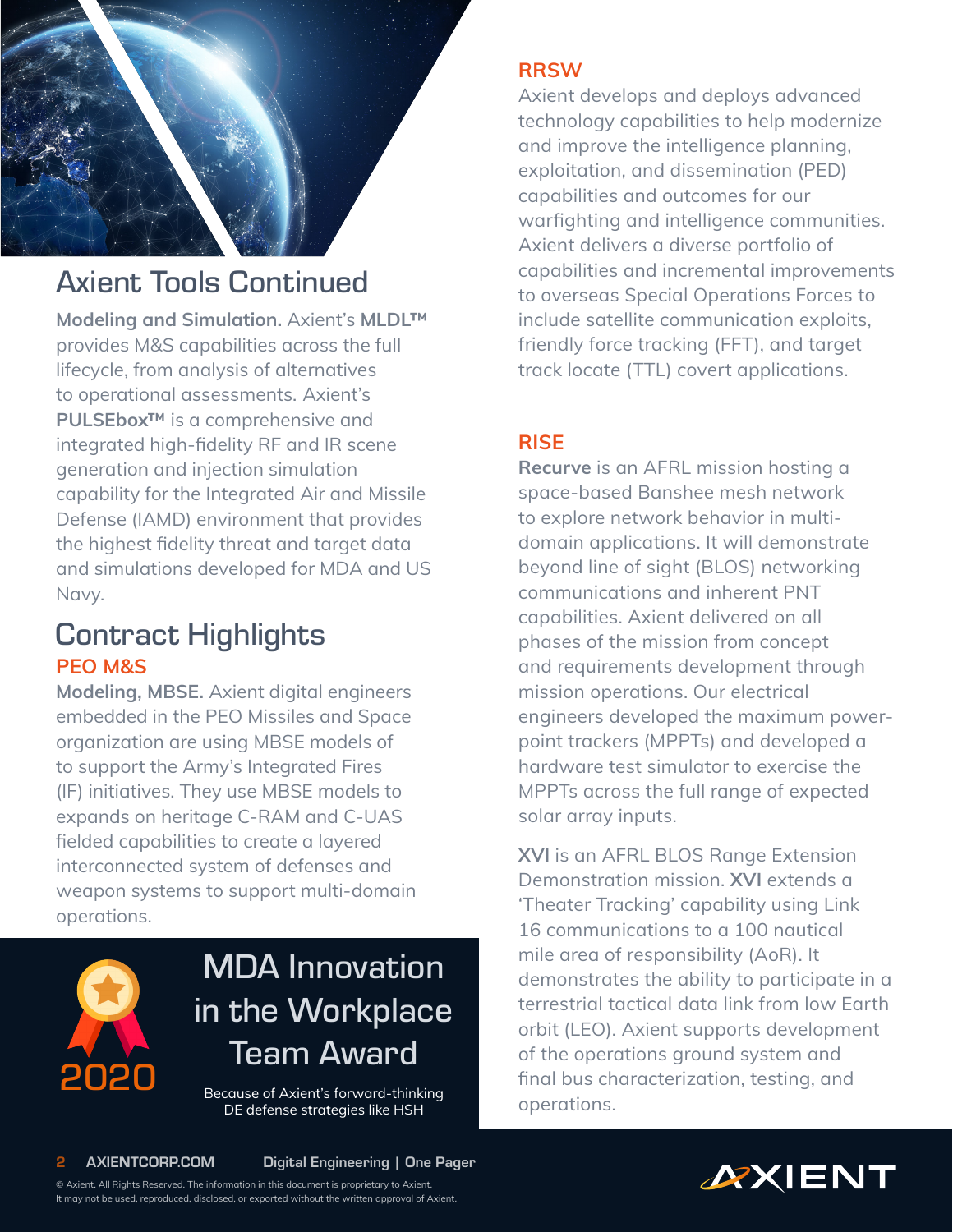## Axient Tools Continued

**Modeling and Simulation.** Axient's **MLDL™** provides M&S capabilities across the full lifecycle, from analysis of alternatives to operational assessments. Axient's **PULSEbox™** is a comprehensive and integrated high-fidelity RF and IR scene generation and injection simulation capability for the Integrated Air and Missile Defense (IAMD) environment that provides the highest fidelity threat and target data and simulations developed for MDA and US Navy.

## Contract Highlights

### PEO M&S

**Modeling, MBSE.** Axient digital engineers embedded in the PEO Missiles and Space organization are using MBSE models of to support the Army's Integrated Fires (IF) initiatives. They use MBSE models to expands on heritage C-RAM and C-UAS fielded capabilities to create a layered interconnected system of defenses and weapon systems to support multi-domain operations.

2020

**MDA Innovation in the Workplace Team Award**

Because of Axient's forward-thinking DE defense strategies like HSH

### RRSW

Axient develops and deploys advanced technology capabilities to help modernize and improve the intelligence planning, exploitation, and dissemination (PED) capabilities and outcomes for our warfighting and intelligence communities. Axient delivers a diverse portfolio of capabilities and incremental improvements to overseas Special Operations Forces to include satellite communication exploits, friendly force tracking (FFT), and target track locate (TTL) covert applications.

### RISE

**Recurve** is an AFRL mission hosting a space-based Banshee mesh network to explore network behavior in multi-domain applications. It will demonstrate beyond line of sight (BLOS) networking communications and inherent PNT capabilities. Axient delivered on all phases of the mission from concept and requirements development through mission operations. Our electrical engineers developed the maximum power-point trackers (MPPTs) and developed a hardware test simulator to exercise the MPPTs across the full range of expected solar array inputs.

**XVI** is an AFRL BLOS Range Extension Demonstration mission. **XVI** extends a 'Theater Tracking' capability using Link 16 communications to a 100 nautical mile area of responsibility (AoR). It demonstrates the ability to participate in a terrestrial tactical data link from low Earth orbit (LEO). Axient supports development of the operations ground system and final bus characterization, testing, and operations.

AXIENTCORP.COM Digital Engineering | One Pager

© Axient. All Rights Reserved. The information in this document is proprietary to Axient. It may not be used, reproduced, disclosed, or exported without the written approval of Axient.